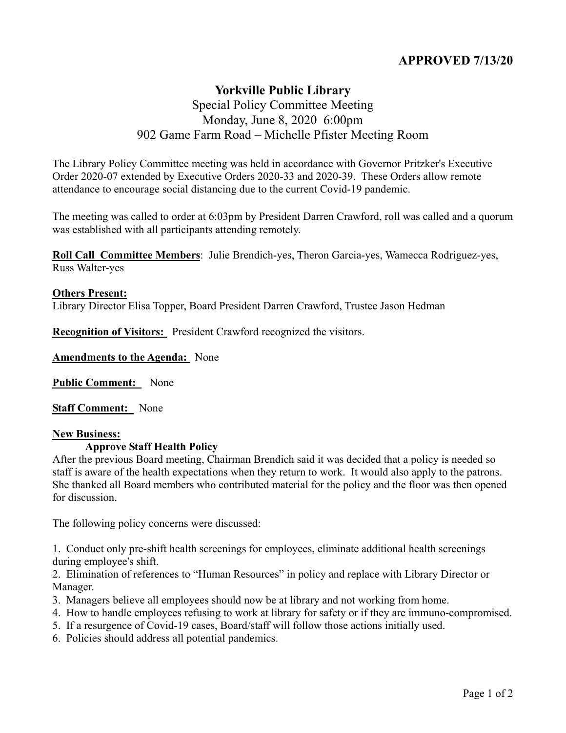**APPROVED 7/13/20**

# Yorkville Public Library

Special Policy Committee Meeting
Monday, June 8, 2020 6:00pm
902 Game Farm Road – Michelle Pfister Meeting Room

The Library Policy Committee meeting was held in accordance with Governor Pritzker's Executive Order 2020-07 extended by Executive Orders 2020-33 and 2020-39. These Orders allow remote attendance to encourage social distancing due to the current Covid-19 pandemic.

The meeting was called to order at 6:03pm by President Darren Crawford, roll was called and a quorum was established with all participants attending remotely.

**Roll Call Committee Members**: Julie Brendich-yes, Theron Garcia-yes, Wamecca Rodriguez-yes, Russ Walter-yes

**Others Present:**
Library Director Elisa Topper, Board President Darren Crawford, Trustee Jason Hedman

**Recognition of Visitors:** President Crawford recognized the visitors.

**Amendments to the Agenda:** None

**Public Comment:** None

**Staff Comment:** None

**New Business:**

**Approve Staff Health Policy**

After the previous Board meeting, Chairman Brendich said it was decided that a policy is needed so staff is aware of the health expectations when they return to work. It would also apply to the patrons. She thanked all Board members who contributed material for the policy and the floor was then opened for discussion.

The following policy concerns were discussed:

1. Conduct only pre-shift health screenings for employees, eliminate additional health screenings during employee's shift.
2. Elimination of references to "Human Resources" in policy and replace with Library Director or Manager.
3. Managers believe all employees should now be at library and not working from home.
4. How to handle employees refusing to work at library for safety or if they are immuno-compromised.
5. If a resurgence of Covid-19 cases, Board/staff will follow those actions initially used.
6. Policies should address all potential pandemics.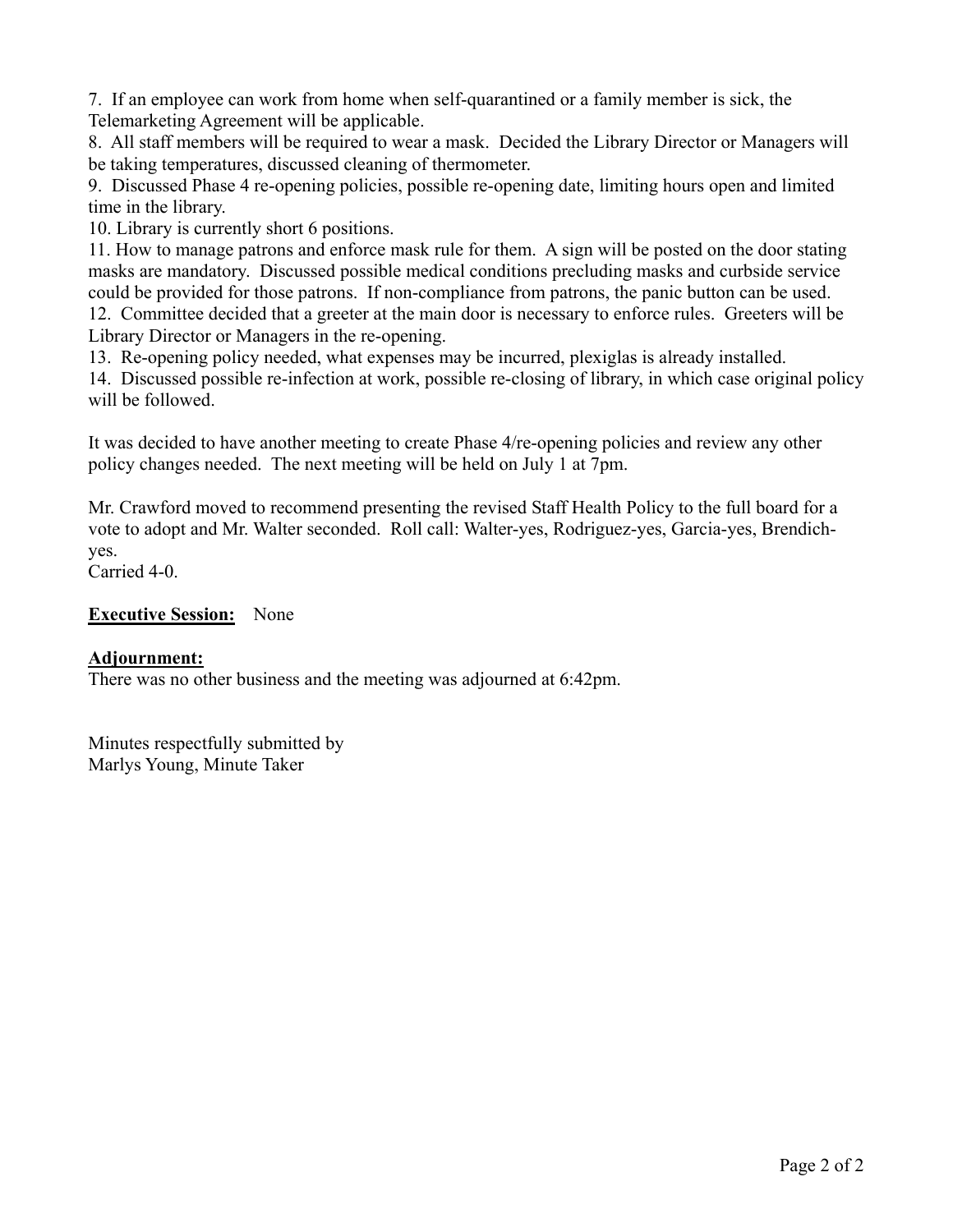7. If an employee can work from home when self-quarantined or a family member is sick, the Telemarketing Agreement will be applicable.
8. All staff members will be required to wear a mask. Decided the Library Director or Managers will be taking temperatures, discussed cleaning of thermometer.
9. Discussed Phase 4 re-opening policies, possible re-opening date, limiting hours open and limited time in the library.
10. Library is currently short 6 positions.
11. How to manage patrons and enforce mask rule for them. A sign will be posted on the door stating masks are mandatory. Discussed possible medical conditions precluding masks and curbside service could be provided for those patrons. If non-compliance from patrons, the panic button can be used.
12. Committee decided that a greeter at the main door is necessary to enforce rules. Greeters will be Library Director or Managers in the re-opening.
13. Re-opening policy needed, what expenses may be incurred, plexiglas is already installed.
14. Discussed possible re-infection at work, possible re-closing of library, in which case original policy will be followed.

It was decided to have another meeting to create Phase 4/re-opening policies and review any other policy changes needed. The next meeting will be held on July 1 at 7pm.

Mr. Crawford moved to recommend presenting the revised Staff Health Policy to the full board for a vote to adopt and Mr. Walter seconded. Roll call: Walter-yes, Rodriguez-yes, Garcia-yes, Brendich-yes.
Carried 4-0.

**Executive Session:** None

**Adjournment:**
There was no other business and the meeting was adjourned at 6:42pm.

Minutes respectfully submitted by
Marlys Young, Minute Taker